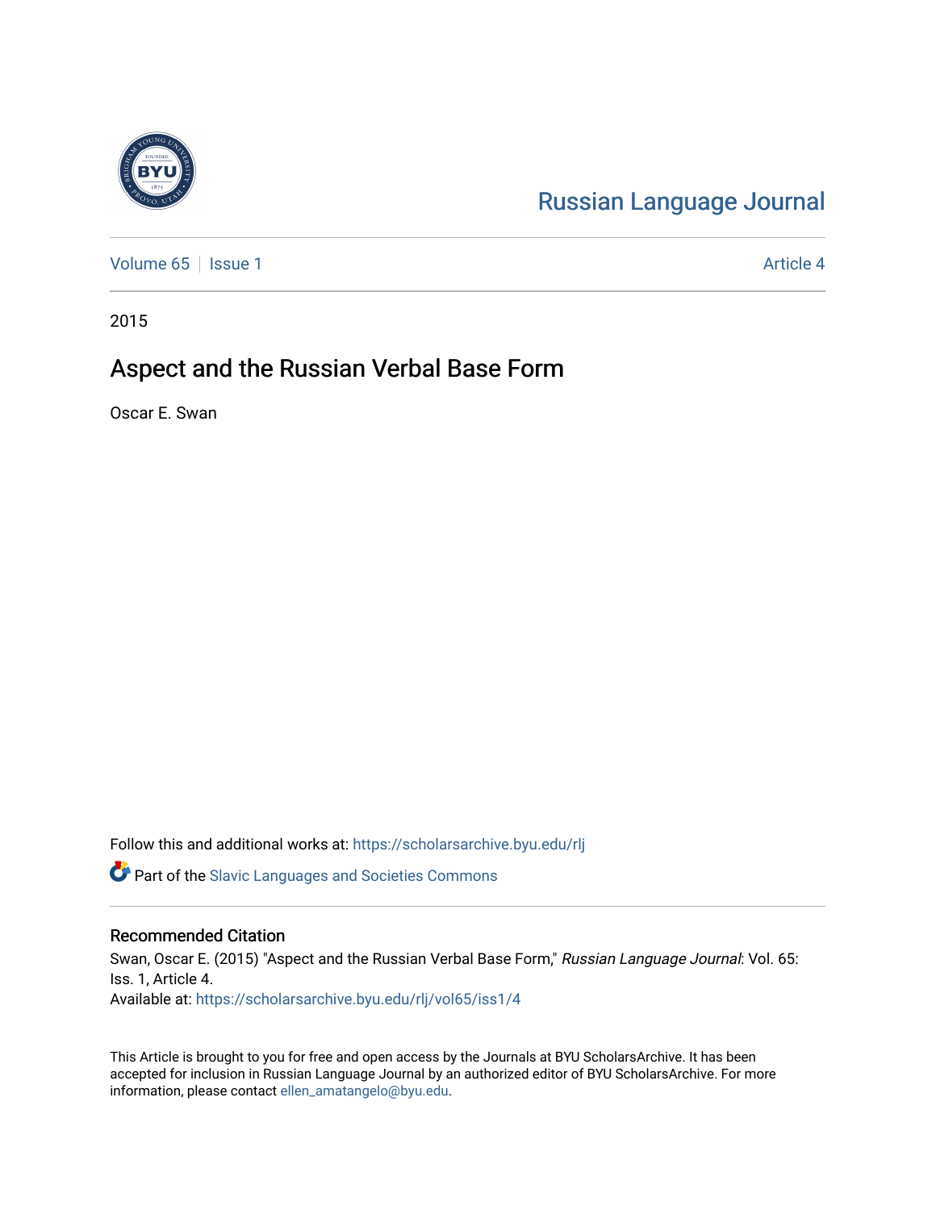Russian Language Journal

Volume 65 | Issue 1 | Article 4

2015

# Aspect and the Russian Verbal Base Form

Oscar E. Swan

Follow this and additional works at: https://scholarsarchive.byu.edu/rlj

Part of the Slavic Languages and Societies Commons

## Recommended Citation

Swan, Oscar E. (2015) "Aspect and the Russian Verbal Base Form," *Russian Language Journal*: Vol. 65: Iss. 1, Article 4.
Available at: https://scholarsarchive.byu.edu/rlj/vol65/iss1/4

This Article is brought to you for free and open access by the Journals at BYU ScholarsArchive. It has been accepted for inclusion in Russian Language Journal by an authorized editor of BYU ScholarsArchive. For more information, please contact ellen_amatangelo@byu.edu.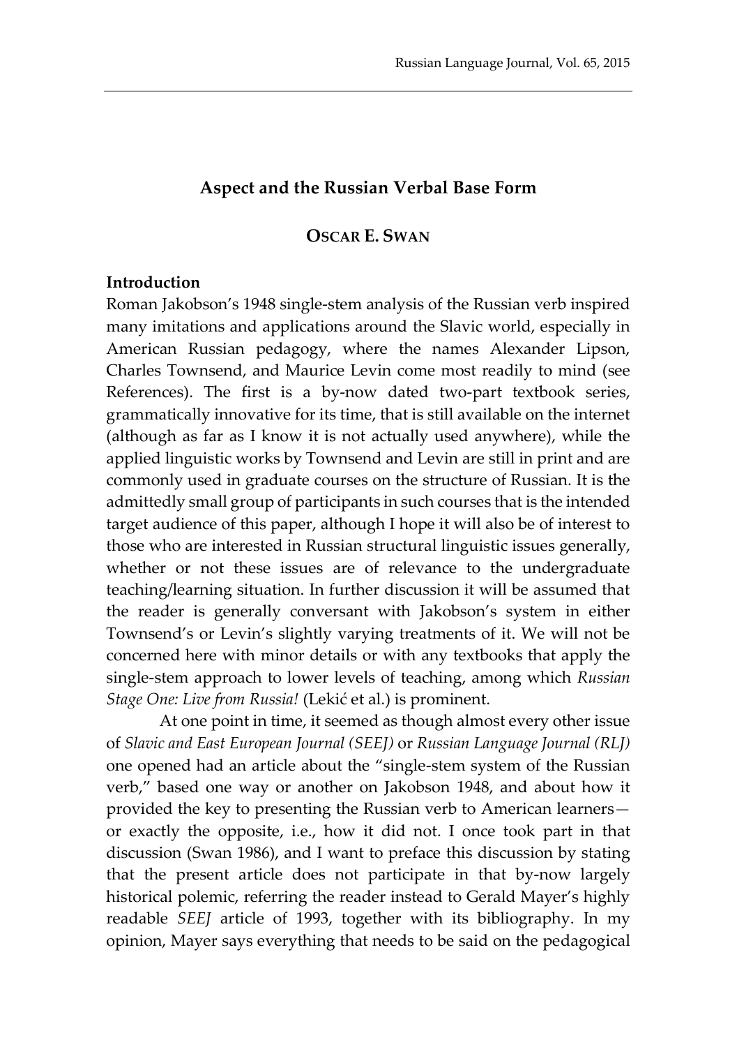# Aspect and the Russian Verbal Base Form

## Oscar E. Swan

### Introduction

Roman Jakobson's 1948 single-stem analysis of the Russian verb inspired many imitations and applications around the Slavic world, especially in American Russian pedagogy, where the names Alexander Lipson, Charles Townsend, and Maurice Levin come most readily to mind (see References). The first is a by-now dated two-part textbook series, grammatically innovative for its time, that is still available on the internet (although as far as I know it is not actually used anywhere), while the applied linguistic works by Townsend and Levin are still in print and are commonly used in graduate courses on the structure of Russian. It is the admittedly small group of participants in such courses that is the intended target audience of this paper, although I hope it will also be of interest to those who are interested in Russian structural linguistic issues generally, whether or not these issues are of relevance to the undergraduate teaching/learning situation. In further discussion it will be assumed that the reader is generally conversant with Jakobson's system in either Townsend's or Levin's slightly varying treatments of it. We will not be concerned here with minor details or with any textbooks that apply the single-stem approach to lower levels of teaching, among which *Russian Stage One: Live from Russia!* (Lekić et al.) is prominent.

At one point in time, it seemed as though almost every other issue of *Slavic and East European Journal (SEEJ)* or *Russian Language Journal (RLJ)* one opened had an article about the "single-stem system of the Russian verb," based one way or another on Jakobson 1948, and about how it provided the key to presenting the Russian verb to American learners—or exactly the opposite, i.e., how it did not. I once took part in that discussion (Swan 1986), and I want to preface this discussion by stating that the present article does not participate in that by-now largely historical polemic, referring the reader instead to Gerald Mayer's highly readable *SEEJ* article of 1993, together with its bibliography. In my opinion, Mayer says everything that needs to be said on the pedagogical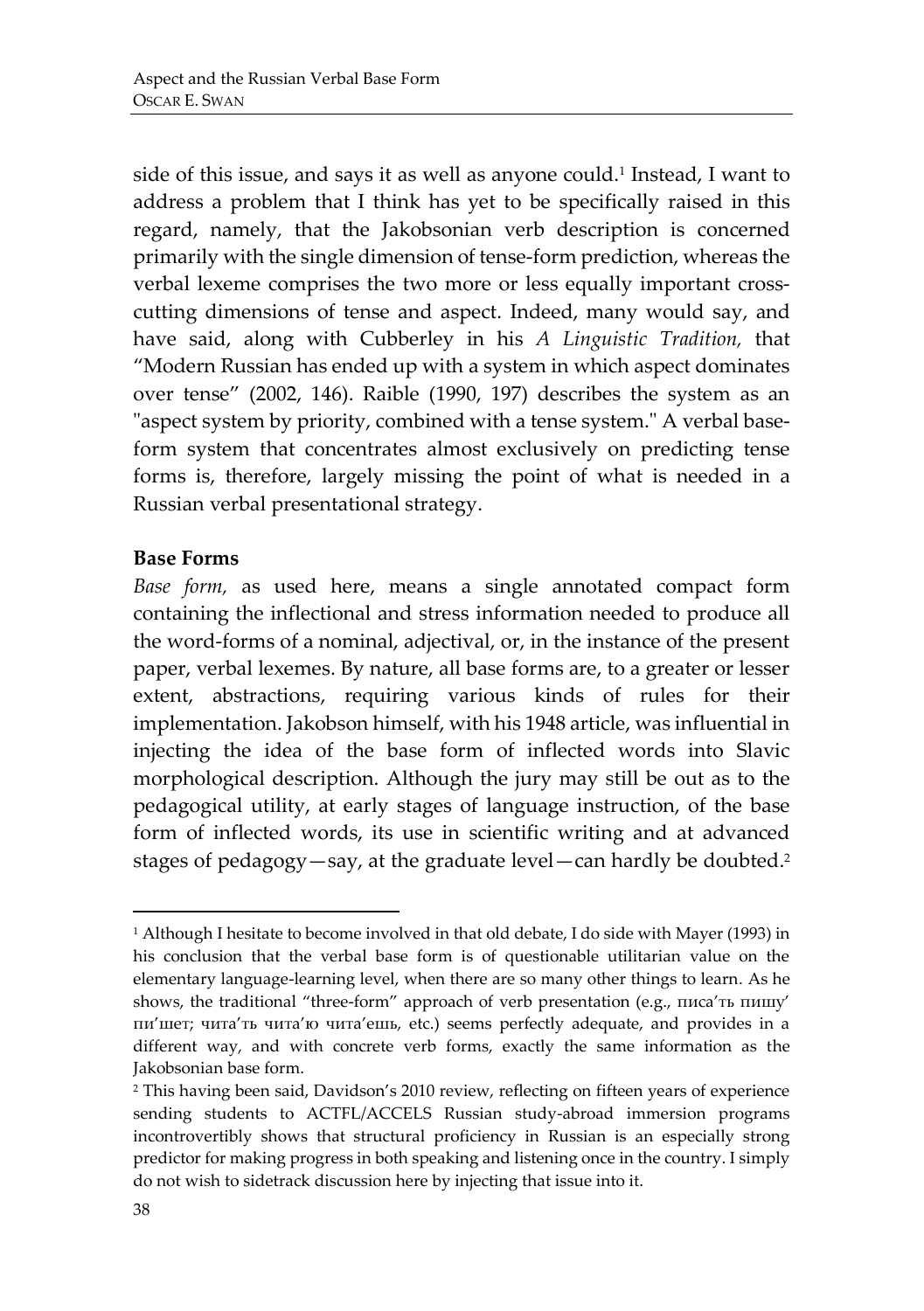side of this issue, and says it as well as anyone could.[1] Instead, I want to address a problem that I think has yet to be specifically raised in this regard, namely, that the Jakobsonian verb description is concerned primarily with the single dimension of tense-form prediction, whereas the verbal lexeme comprises the two more or less equally important cross-cutting dimensions of tense and aspect. Indeed, many would say, and have said, along with Cubberley in his *A Linguistic Tradition,* that "Modern Russian has ended up with a system in which aspect dominates over tense" (2002, 146). Raible (1990, 197) describes the system as an "aspect system by priority, combined with a tense system." A verbal base-form system that concentrates almost exclusively on predicting tense forms is, therefore, largely missing the point of what is needed in a Russian verbal presentational strategy.

**Base Forms**

*Base form,* as used here, means a single annotated compact form containing the inflectional and stress information needed to produce all the word-forms of a nominal, adjectival, or, in the instance of the present paper, verbal lexemes. By nature, all base forms are, to a greater or lesser extent, abstractions, requiring various kinds of rules for their implementation. Jakobson himself, with his 1948 article, was influential in injecting the idea of the base form of inflected words into Slavic morphological description. Although the jury may still be out as to the pedagogical utility, at early stages of language instruction, of the base form of inflected words, its use in scientific writing and at advanced stages of pedagogy—say, at the graduate level—can hardly be doubted.[2]

---

[1] Although I hesitate to become involved in that old debate, I do side with Mayer (1993) in his conclusion that the verbal base form is of questionable utilitarian value on the elementary language-learning level, when there are so many other things to learn. As he shows, the traditional "three-form" approach of verb presentation (e.g., писа'ть пишу' пи'шет; чита'ть чита'ю чита'ешь, etc.) seems perfectly adequate, and provides in a different way, and with concrete verb forms, exactly the same information as the Jakobsonian base form.

[2] This having been said, Davidson's 2010 review, reflecting on fifteen years of experience sending students to ACTFL/ACCELS Russian study-abroad immersion programs incontrovertibly shows that structural proficiency in Russian is an especially strong predictor for making progress in both speaking and listening once in the country. I simply do not wish to sidetrack discussion here by injecting that issue into it.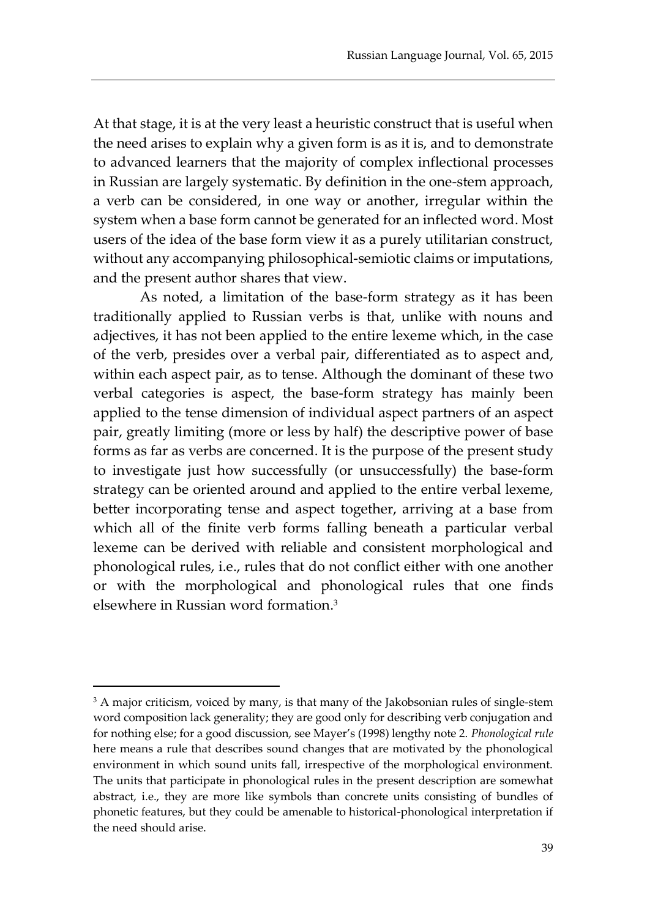At that stage, it is at the very least a heuristic construct that is useful when the need arises to explain why a given form is as it is, and to demonstrate to advanced learners that the majority of complex inflectional processes in Russian are largely systematic. By definition in the one-stem approach, a verb can be considered, in one way or another, irregular within the system when a base form cannot be generated for an inflected word. Most users of the idea of the base form view it as a purely utilitarian construct, without any accompanying philosophical-semiotic claims or imputations, and the present author shares that view.

As noted, a limitation of the base-form strategy as it has been traditionally applied to Russian verbs is that, unlike with nouns and adjectives, it has not been applied to the entire lexeme which, in the case of the verb, presides over a verbal pair, differentiated as to aspect and, within each aspect pair, as to tense. Although the dominant of these two verbal categories is aspect, the base-form strategy has mainly been applied to the tense dimension of individual aspect partners of an aspect pair, greatly limiting (more or less by half) the descriptive power of base forms as far as verbs are concerned. It is the purpose of the present study to investigate just how successfully (or unsuccessfully) the base-form strategy can be oriented around and applied to the entire verbal lexeme, better incorporating tense and aspect together, arriving at a base from which all of the finite verb forms falling beneath a particular verbal lexeme can be derived with reliable and consistent morphological and phonological rules, i.e., rules that do not conflict either with one another or with the morphological and phonological rules that one finds elsewhere in Russian word formation.[3]

---

[3] A major criticism, voiced by many, is that many of the Jakobsonian rules of single-stem word composition lack generality; they are good only for describing verb conjugation and for nothing else; for a good discussion, see Mayer's (1998) lengthy note 2. *Phonological rule* here means a rule that describes sound changes that are motivated by the phonological environment in which sound units fall, irrespective of the morphological environment. The units that participate in phonological rules in the present description are somewhat abstract, i.e., they are more like symbols than concrete units consisting of bundles of phonetic features, but they could be amenable to historical-phonological interpretation if the need should arise.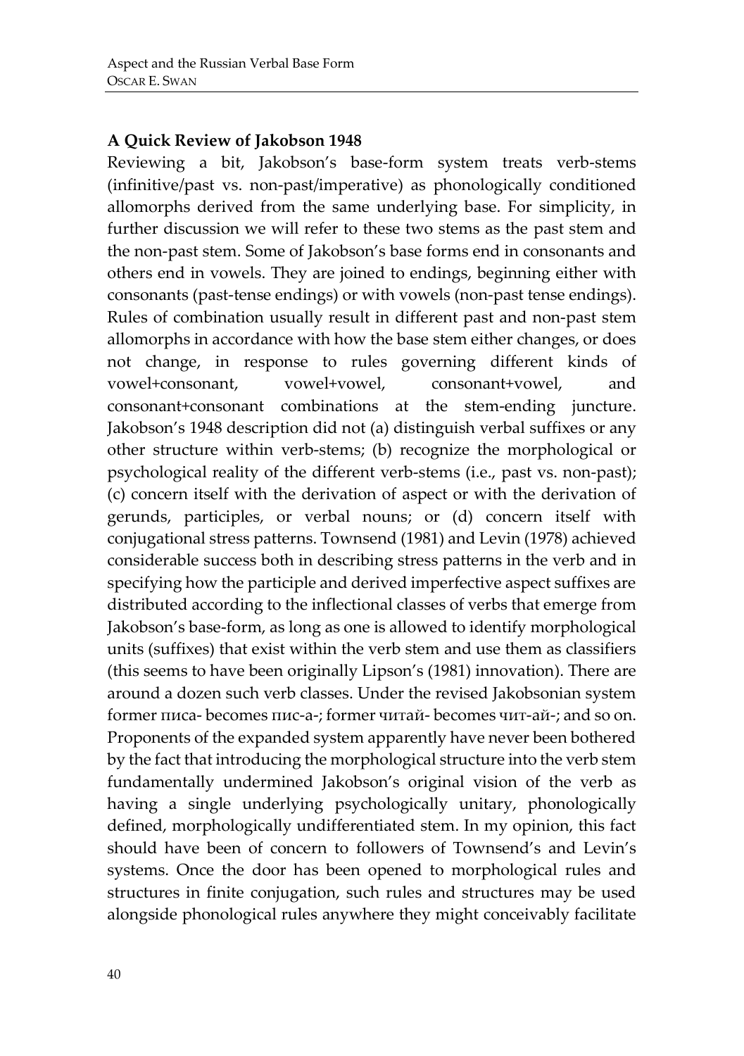**A Quick Review of Jakobson 1948**

Reviewing a bit, Jakobson's base-form system treats verb-stems (infinitive/past vs. non-past/imperative) as phonologically conditioned allomorphs derived from the same underlying base. For simplicity, in further discussion we will refer to these two stems as the past stem and the non-past stem. Some of Jakobson's base forms end in consonants and others end in vowels. They are joined to endings, beginning either with consonants (past-tense endings) or with vowels (non-past tense endings). Rules of combination usually result in different past and non-past stem allomorphs in accordance with how the base stem either changes, or does not change, in response to rules governing different kinds of vowel+consonant, vowel+vowel, consonant+vowel, and consonant+consonant combinations at the stem-ending juncture. Jakobson's 1948 description did not (a) distinguish verbal suffixes or any other structure within verb-stems; (b) recognize the morphological or psychological reality of the different verb-stems (i.e., past vs. non-past); (c) concern itself with the derivation of aspect or with the derivation of gerunds, participles, or verbal nouns; or (d) concern itself with conjugational stress patterns. Townsend (1981) and Levin (1978) achieved considerable success both in describing stress patterns in the verb and in specifying how the participle and derived imperfective aspect suffixes are distributed according to the inflectional classes of verbs that emerge from Jakobson's base-form, as long as one is allowed to identify morphological units (suffixes) that exist within the verb stem and use them as classifiers (this seems to have been originally Lipson's (1981) innovation). There are around a dozen such verb classes. Under the revised Jakobsonian system former писа- becomes пис-а-; former читай- becomes чит-ай-; and so on. Proponents of the expanded system apparently have never been bothered by the fact that introducing the morphological structure into the verb stem fundamentally undermined Jakobson's original vision of the verb as having a single underlying psychologically unitary, phonologically defined, morphologically undifferentiated stem. In my opinion, this fact should have been of concern to followers of Townsend's and Levin's systems. Once the door has been opened to morphological rules and structures in finite conjugation, such rules and structures may be used alongside phonological rules anywhere they might conceivably facilitate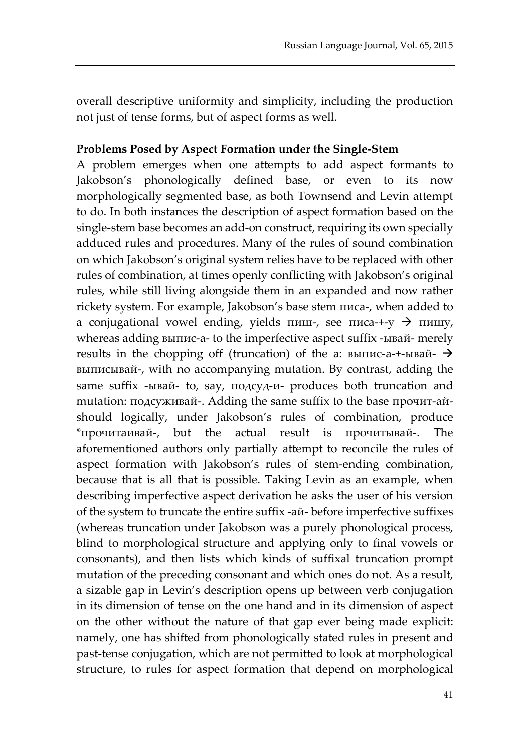overall descriptive uniformity and simplicity, including the production not just of tense forms, but of aspect forms as well.

**Problems Posed by Aspect Formation under the Single-Stem**

A problem emerges when one attempts to add aspect formants to Jakobson's phonologically defined base, or even to its now morphologically segmented base, as both Townsend and Levin attempt to do. In both instances the description of aspect formation based on the single-stem base becomes an add-on construct, requiring its own specially adduced rules and procedures. Many of the rules of sound combination on which Jakobson's original system relies have to be replaced with other rules of combination, at times openly conflicting with Jakobson's original rules, while still living alongside them in an expanded and now rather rickety system. For example, Jakobson's base stem писа-, when added to a conjugational vowel ending, yields пиш-, see писа-+-у → пишу, whereas adding выпис-а- to the imperfective aspect suffix -ывай- merely results in the chopping off (truncation) of the a: выпис-а-+-ывай- → выписывай-, with no accompanying mutation. By contrast, adding the same suffix -ывай- to, say, подсуд-и- produces both truncation and mutation: подсуживай-. Adding the same suffix to the base прочит-ай- should logically, under Jakobson's rules of combination, produce *прочитаивай-, but the actual result is прочитывай-. The aforementioned authors only partially attempt to reconcile the rules of aspect formation with Jakobson's rules of stem-ending combination, because that is all that is possible. Taking Levin as an example, when describing imperfective aspect derivation he asks the user of his version of the system to truncate the entire suffix -ай- before imperfective suffixes (whereas truncation under Jakobson was a purely phonological process, blind to morphological structure and applying only to final vowels or consonants), and then lists which kinds of suffixal truncation prompt mutation of the preceding consonant and which ones do not. As a result, a sizable gap in Levin's description opens up between verb conjugation in its dimension of tense on the one hand and in its dimension of aspect on the other without the nature of that gap ever being made explicit: namely, one has shifted from phonologically stated rules in present and past-tense conjugation, which are not permitted to look at morphological structure, to rules for aspect formation that depend on morphological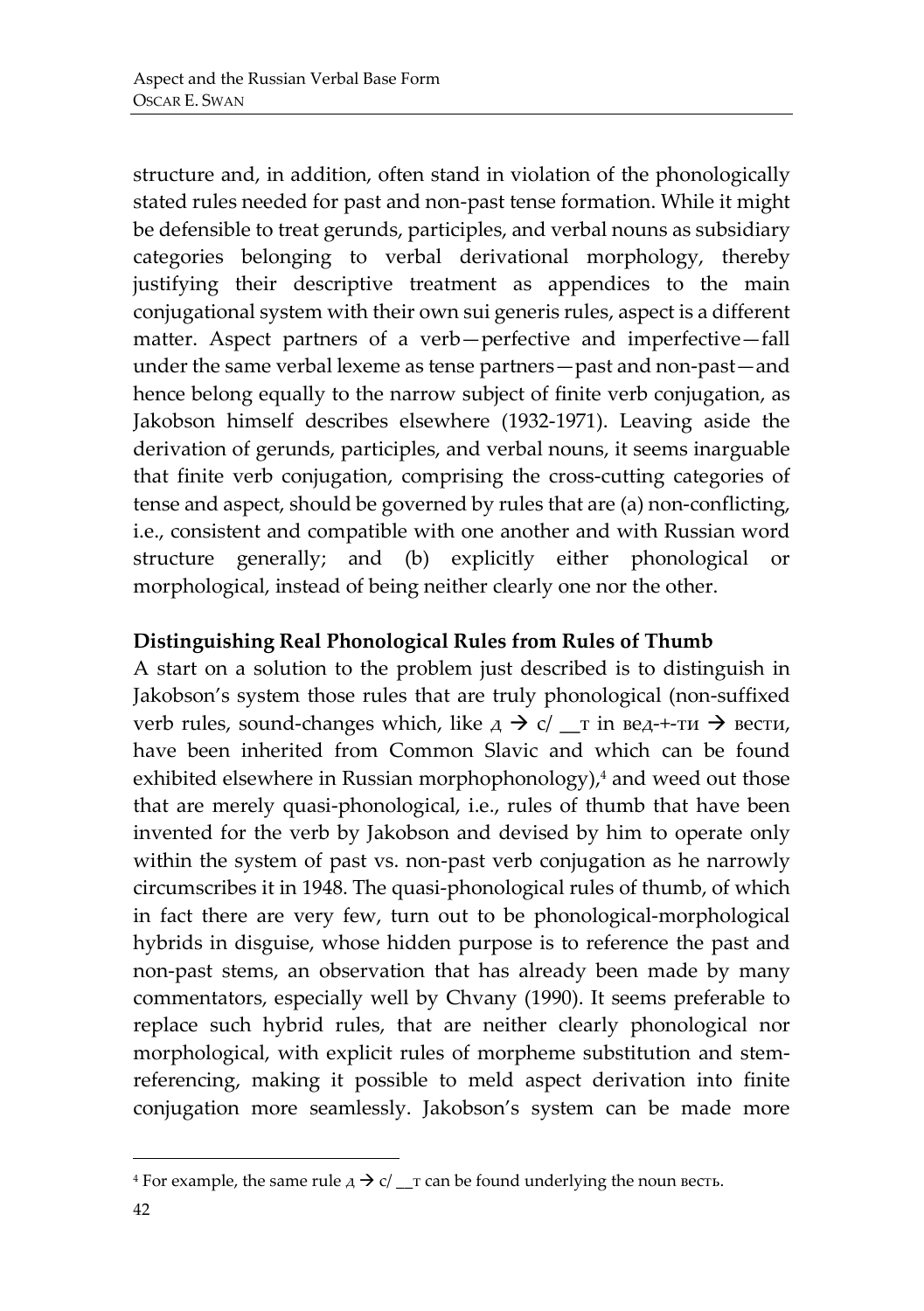structure and, in addition, often stand in violation of the phonologically stated rules needed for past and non-past tense formation. While it might be defensible to treat gerunds, participles, and verbal nouns as subsidiary categories belonging to verbal derivational morphology, thereby justifying their descriptive treatment as appendices to the main conjugational system with their own sui generis rules, aspect is a different matter. Aspect partners of a verb—perfective and imperfective—fall under the same verbal lexeme as tense partners—past and non-past—and hence belong equally to the narrow subject of finite verb conjugation, as Jakobson himself describes elsewhere (1932-1971). Leaving aside the derivation of gerunds, participles, and verbal nouns, it seems inarguable that finite verb conjugation, comprising the cross-cutting categories of tense and aspect, should be governed by rules that are (a) non-conflicting, i.e., consistent and compatible with one another and with Russian word structure generally; and (b) explicitly either phonological or morphological, instead of being neither clearly one nor the other.

**Distinguishing Real Phonological Rules from Rules of Thumb**

A start on a solution to the problem just described is to distinguish in Jakobson's system those rules that are truly phonological (non-suffixed verb rules, sound-changes which, like д → с/ __т in вед-+-ти → вести, have been inherited from Common Slavic and which can be found exhibited elsewhere in Russian morphophonology),[4] and weed out those that are merely quasi-phonological, i.e., rules of thumb that have been invented for the verb by Jakobson and devised by him to operate only within the system of past vs. non-past verb conjugation as he narrowly circumscribes it in 1948. The quasi-phonological rules of thumb, of which in fact there are very few, turn out to be phonological-morphological hybrids in disguise, whose hidden purpose is to reference the past and non-past stems, an observation that has already been made by many commentators, especially well by Chvany (1990). It seems preferable to replace such hybrid rules, that are neither clearly phonological nor morphological, with explicit rules of morpheme substitution and stem-referencing, making it possible to meld aspect derivation into finite conjugation more seamlessly. Jakobson's system can be made more

[4] For example, the same rule д → с/ __т can be found underlying the noun весть.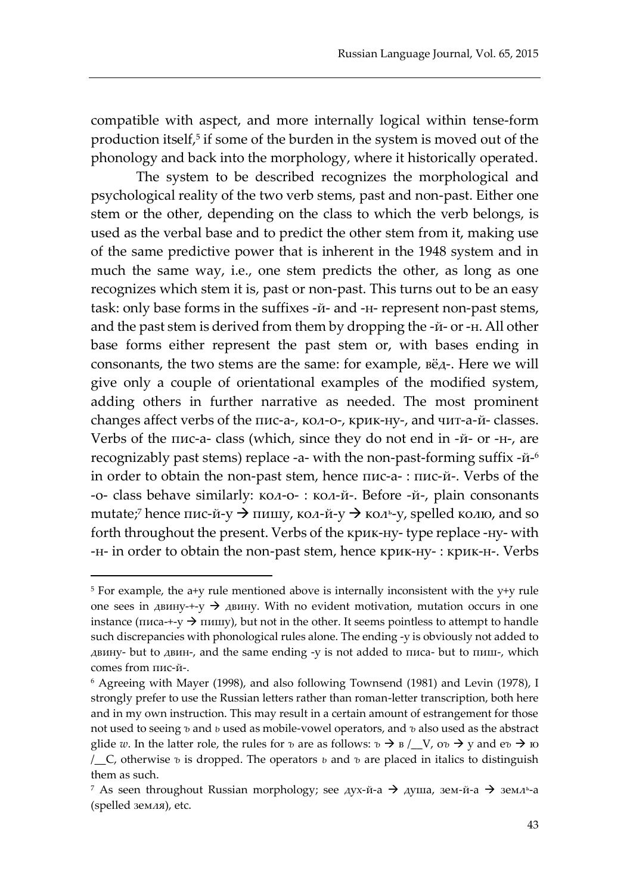compatible with aspect, and more internally logical within tense-form production itself,[5] if some of the burden in the system is moved out of the phonology and back into the morphology, where it historically operated.

The system to be described recognizes the morphological and psychological reality of the two verb stems, past and non-past. Either one stem or the other, depending on the class to which the verb belongs, is used as the verbal base and to predict the other stem from it, making use of the same predictive power that is inherent in the 1948 system and in much the same way, i.e., one stem predicts the other, as long as one recognizes which stem it is, past or non-past. This turns out to be an easy task: only base forms in the suffixes -й- and -н- represent non-past stems, and the past stem is derived from them by dropping the -й- or -н. All other base forms either represent the past stem or, with bases ending in consonants, the two stems are the same: for example, вёд-. Here we will give only a couple of orientational examples of the modified system, adding others in further narrative as needed. The most prominent changes affect verbs of the пис-а-, кол-о-, крик-ну-, and чит-а-й- classes. Verbs of the пис-а- class (which, since they do not end in -й- or -н-, are recognizably past stems) replace -а- with the non-past-forming suffix -й-[6] in order to obtain the non-past stem, hence пис-а- : пис-й-. Verbs of the -о- class behave similarly: кол-о- : кол-й-. Before -й-, plain consonants mutate;[7] hence пис-й-у → пишу, кол-й-у → кол*ь*-у, spelled колю, and so forth throughout the present. Verbs of the крик-ну- type replace -ну- with -н- in order to obtain the non-past stem, hence крик-ну- : крик-н-. Verbs

---

[5] For example, the а+у rule mentioned above is internally inconsistent with the у+у rule one sees in двину-+-у → двину. With no evident motivation, mutation occurs in one instance (писа-+-у → пишу), but not in the other. It seems pointless to attempt to handle such discrepancies with phonological rules alone. The ending -у is obviously not added to двину- but to двин-, and the same ending -у is not added to писа- but to пиш-, which comes from пис-й-.

[6] Agreeing with Mayer (1998), and also following Townsend (1981) and Levin (1978), I strongly prefer to use the Russian letters rather than roman-letter transcription, both here and in my own instruction. This may result in a certain amount of estrangement for those not used to seeing *ъ* and *ь* used as mobile-vowel operators, and *ъ* also used as the abstract glide *w*. In the latter role, the rules for *ъ* are as follows: *ъ* → в /__V, о*ъ* → у and е*ъ* → ю /__C, otherwise *ъ* is dropped. The operators *ь* and *ъ* are placed in italics to distinguish them as such.

[7] As seen throughout Russian morphology; see дух-й-а → душа, зем-й-а → земл*ь*-а (spelled земля), etc.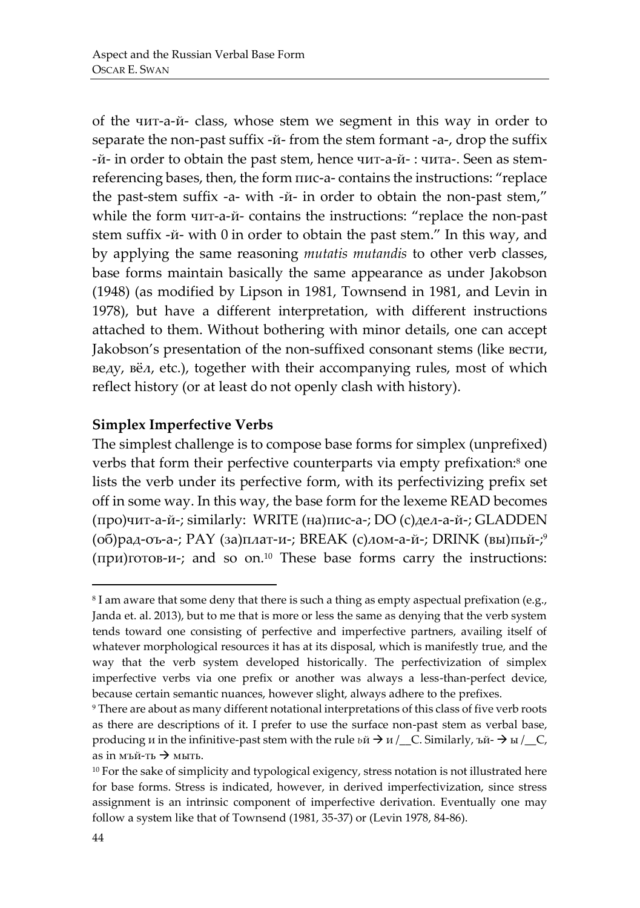of the чит-а-й- class, whose stem we segment in this way in order to separate the non-past suffix -й- from the stem formant -а-, drop the suffix -й- in order to obtain the past stem, hence чит-а-й- : чита-. Seen as stem-referencing bases, then, the form пис-а- contains the instructions: "replace the past-stem suffix -а- with -й- in order to obtain the non-past stem," while the form чит-а-й- contains the instructions: "replace the non-past stem suffix -й- with 0 in order to obtain the past stem." In this way, and by applying the same reasoning *mutatis mutandis* to other verb classes, base forms maintain basically the same appearance as under Jakobson (1948) (as modified by Lipson in 1981, Townsend in 1981, and Levin in 1978), but have a different interpretation, with different instructions attached to them. Without bothering with minor details, one can accept Jakobson's presentation of the non-suffixed consonant stems (like вести, веду, вёл, etc.), together with their accompanying rules, most of which reflect history (or at least do not openly clash with history).

**Simplex Imperfective Verbs**

The simplest challenge is to compose base forms for simplex (unprefixed) verbs that form their perfective counterparts via empty prefixation:[8] one lists the verb under its perfective form, with its perfectivizing prefix set off in some way. In this way, the base form for the lexeme READ becomes (про)чит-а-й-; similarly: WRITE (на)пис-а-; DO (с)дел-а-й-; GLADDEN (об)рад-оъ-а-; PAY (за)плат-и-; BREAK (с)лом-а-й-; DRINK (вы)пьй-;[9] (при)готов-и-; and so on.[10] These base forms carry the instructions:

---

[8] I am aware that some deny that there is such a thing as empty aspectual prefixation (e.g., Janda et. al. 2013), but to me that is more or less the same as denying that the verb system tends toward one consisting of perfective and imperfective partners, availing itself of whatever morphological resources it has at its disposal, which is manifestly true, and the way that the verb system developed historically. The perfectivization of simplex imperfective verbs via one prefix or another was always a less-than-perfect device, because certain semantic nuances, however slight, always adhere to the prefixes.

[9] There are about as many different notational interpretations of this class of five verb roots as there are descriptions of it. I prefer to use the surface non-past stem as verbal base, producing и in the infinitive-past stem with the rule ьй → и /__C. Similarly, ъй- → ы /__C, as in мъй-ть → мыть.

[10] For the sake of simplicity and typological exigency, stress notation is not illustrated here for base forms. Stress is indicated, however, in derived imperfectivization, since stress assignment is an intrinsic component of imperfective derivation. Eventually one may follow a system like that of Townsend (1981, 35-37) or (Levin 1978, 84-86).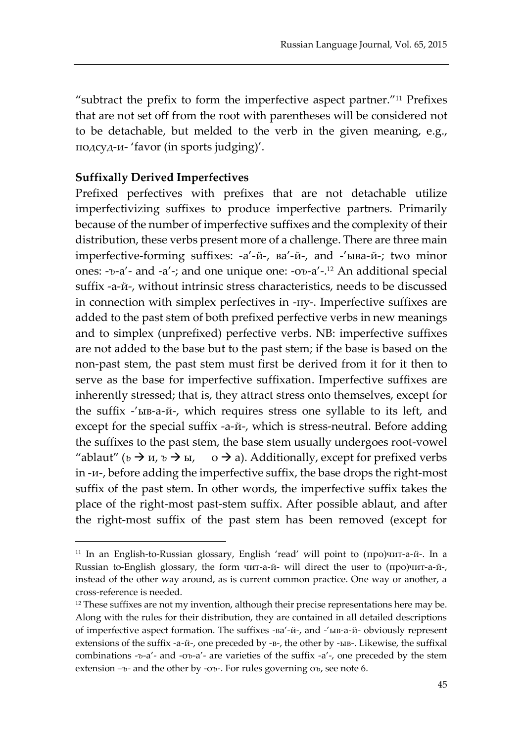"subtract the prefix to form the imperfective aspect partner."[11] Prefixes that are not set off from the root with parentheses will be considered not to be detachable, but melded to the verb in the given meaning, e.g., подсуд-и- 'favor (in sports judging)'.

**Suffixally Derived Imperfectives**

Prefixed perfectives with prefixes that are not detachable utilize imperfectivizing suffixes to produce imperfective partners. Primarily because of the number of imperfective suffixes and the complexity of their distribution, these verbs present more of a challenge. There are three main imperfective-forming suffixes: -а'-й-, ва'-й-, and -'ыва-й-; two minor ones: -ъ-а'- and -а'-; and one unique one: -oъ-а'-.[12] An additional special suffix -а-й-, without intrinsic stress characteristics, needs to be discussed in connection with simplex perfectives in -ну-. Imperfective suffixes are added to the past stem of both prefixed perfective verbs in new meanings and to simplex (unprefixed) perfective verbs. NB: imperfective suffixes are not added to the base but to the past stem; if the base is based on the non-past stem, the past stem must first be derived from it for it then to serve as the base for imperfective suffixation. Imperfective suffixes are inherently stressed; that is, they attract stress onto themselves, except for the suffix -'ыв-а-й-, which requires stress one syllable to its left, and except for the special suffix -а-й-, which is stress-neutral. Before adding the suffixes to the past stem, the base stem usually undergoes root-vowel "ablaut" (ь → и, ъ → ы, о → а). Additionally, except for prefixed verbs in -и-, before adding the imperfective suffix, the base drops the right-most suffix of the past stem. In other words, the imperfective suffix takes the place of the right-most past-stem suffix. After possible ablaut, and after the right-most suffix of the past stem has been removed (except for

---

[11] In an English-to-Russian glossary, English 'read' will point to (про)чит-а-й-. In a Russian to-English glossary, the form чит-а-й- will direct the user to (про)чит-а-й-, instead of the other way around, as is current common practice. One way or another, a cross-reference is needed.

[12] These suffixes are not my invention, although their precise representations here may be. Along with the rules for their distribution, they are contained in all detailed descriptions of imperfective aspect formation. The suffixes -ва'-й-, and -'ыв-а-й- obviously represent extensions of the suffix -а-й-, one preceded by -в-, the other by -ыв-. Likewise, the suffixal combinations -ъ-а'- and -oъ-а'- are varieties of the suffix -а'-, one preceded by the stem extension –ъ- and the other by -oъ-. For rules governing оъ, see note 6.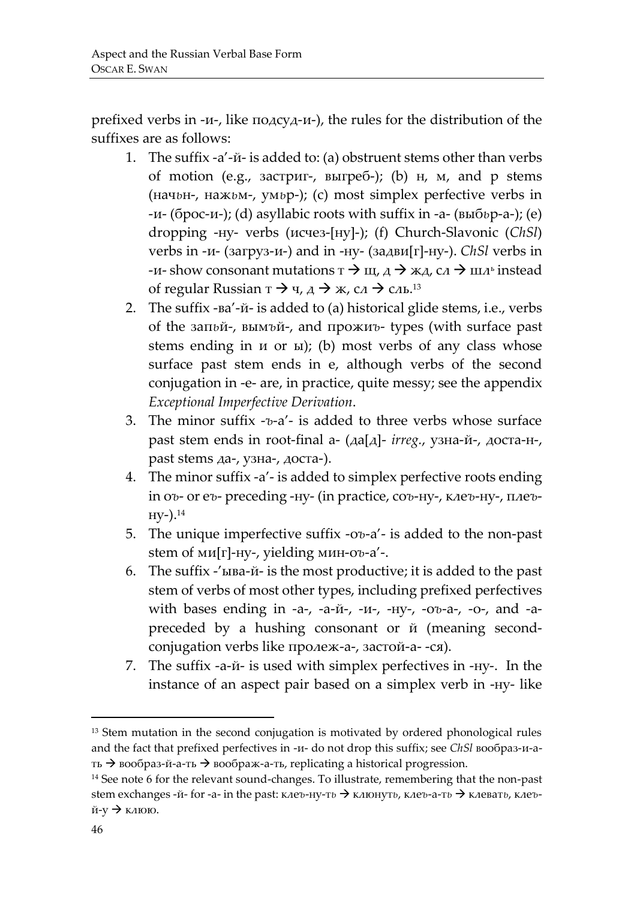prefixed verbs in -и-, like подсуд-и-), the rules for the distribution of the suffixes are as follows:

1. The suffix -а'-й- is added to: (a) obstruent stems other than verbs of motion (e.g., застриг-, выгреб-); (b) н, м, and р stems (начьн-, нажьм-, умьр-); (c) most simplex perfective verbs in -и- (брос-и-); (d) asyllabic roots with suffix in -а- (выбьр-а-); (e) dropping -ну- verbs (исчез-[ну]-); (f) Church-Slavonic (*ChSl*) verbs in -и- (загруз-и-) and in -ну- (задви[г]-ну-). *ChSl* verbs in -и- show consonant mutations т → щ, д → жд, сл → шлʲ instead of regular Russian т → ч, д → ж, сл → сль.[13]
2. The suffix -ва'-й- is added to (a) historical glide stems, i.e., verbs of the запьй-, вымъй-, and прожиъ- types (with surface past stems ending in и or ы); (b) most verbs of any class whose surface past stem ends in е, although verbs of the second conjugation in -е- are, in practice, quite messy; see the appendix *Exceptional Imperfective Derivation*.
3. The minor suffix -ъ-а'- is added to three verbs whose surface past stem ends in root-final а- (да[д]- *irreg.*, узна-й-, доста-н-, past stems да-, узна-, доста-).
4. The minor suffix -а'- is added to simplex perfective roots ending in оъ- or еъ- preceding -ну- (in practice, соъ-ну-, клеъ-ну-, плеъ-ну-).[14]
5. The unique imperfective suffix -оъ-а'- is added to the non-past stem of ми[г]-ну-, yielding мин-оъ-а'-.
6. The suffix -'ыва-й- is the most productive; it is added to the past stem of verbs of most other types, including prefixed perfectives with bases ending in -а-, -а-й-, -и-, -ну-, -оъ-а-, -о-, and -а- preceded by a hushing consonant or й (meaning second-conjugation verbs like пролеж-а-, застой-а- -ся).
7. The suffix -а-й- is used with simplex perfectives in -ну-. In the instance of an aspect pair based on a simplex verb in -ну- like

---

[13] Stem mutation in the second conjugation is motivated by ordered phonological rules and the fact that prefixed perfectives in -и- do not drop this suffix; see *ChSl* вообраз-и-а-ть → вообраз-й-а-ть → воображ-а-ть, replicating a historical progression.

[14] See note 6 for the relevant sound-changes. To illustrate, remembering that the non-past stem exchanges -й- for -а- in the past: клеъ-ну-ть → клюнуть, клеъ-а-ть → клевать, клеъ-й-у → клюю.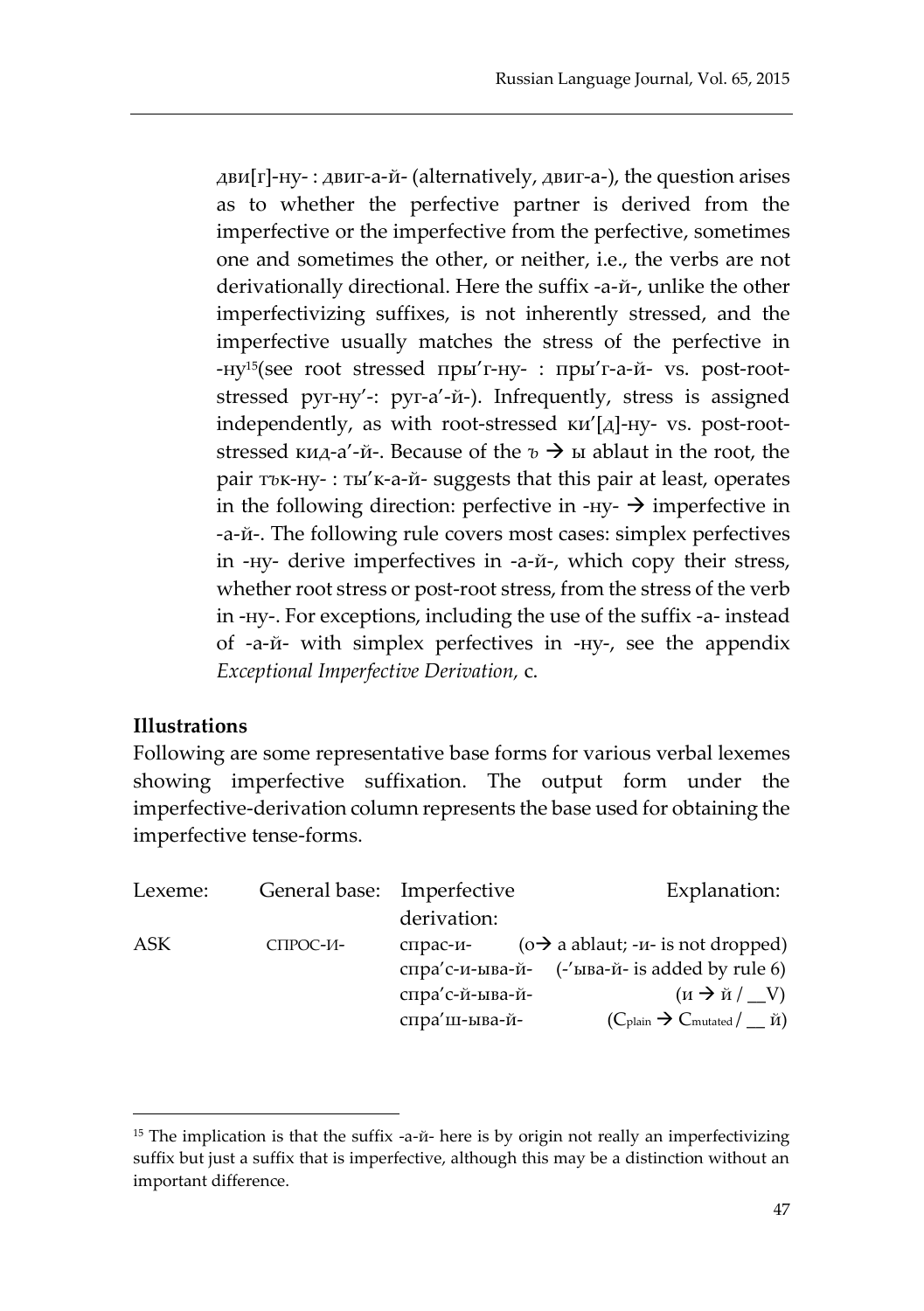дви[г]-ну- : двиг-а-й- (alternatively, двиг-а-), the question arises as to whether the perfective partner is derived from the imperfective or the imperfective from the perfective, sometimes one and sometimes the other, or neither, i.e., the verbs are not derivationally directional. Here the suffix -а-й-, unlike the other imperfectivizing suffixes, is not inherently stressed, and the imperfective usually matches the stress of the perfective in -ну[15](see root stressed пры'г-ну- : пры'г-а-й- vs. post-root-stressed руг-ну'-: руг-а'-й-). Infrequently, stress is assigned independently, as with root-stressed ки'[д]-ну- vs. post-root-stressed кид-а'-й-. Because of the ъ → ы ablaut in the root, the pair тък-ну- : ты'к-а-й- suggests that this pair at least, operates in the following direction: perfective in -ну- → imperfective in -а-й-. The following rule covers most cases: simplex perfectives in -ну- derive imperfectives in -а-й-, which copy their stress, whether root stress or post-root stress, from the stress of the verb in -ну-. For exceptions, including the use of the suffix -а- instead of -а-й- with simplex perfectives in -ну-, see the appendix *Exceptional Imperfective Derivation,* c.

**Illustrations**

Following are some representative base forms for various verbal lexemes showing imperfective suffixation. The output form under the imperfective-derivation column represents the base used for obtaining the imperfective tense-forms.

| Lexeme: | General base: | Imperfective derivation: | Explanation: |
|---|---|---|---|
| ASK | СПРОС-И- | спрас-и- | (о→ а ablaut; -и- is not dropped) |
| | | спра'с-и-ыва-й- | (-'ыва-й- is added by rule 6) |
| | | спра'с-й-ыва-й- | (и → й / __V) |
| | | спра'ш-ыва-й- | ($C_{plain}$ → $C_{mutated}$ / __ й) |

[15] The implication is that the suffix -а-й- here is by origin not really an imperfectivizing suffix but just a suffix that is imperfective, although this may be a distinction without an important difference.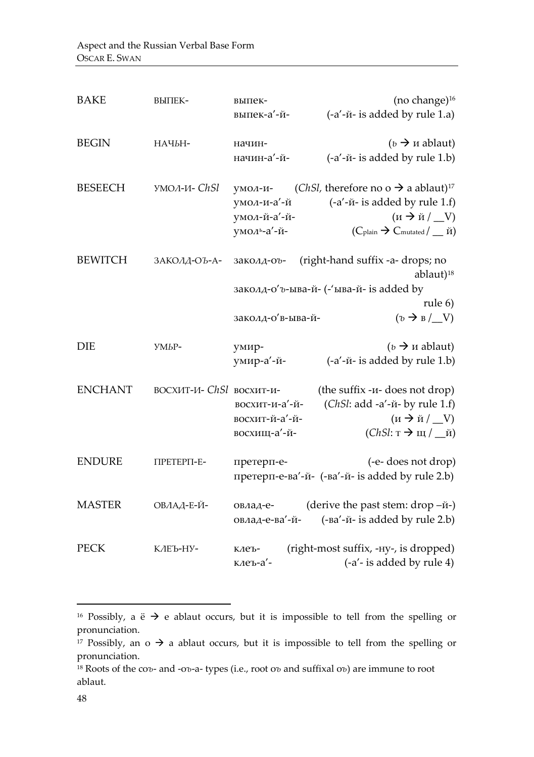| | | | |
|---|---|---|---|
| BAKE | ВЫПЕК- | выпек- | (no change)[16] |
| | | выпек-а'-й- | (-а'-й- is added by rule 1.a) |
| BEGIN | НАЧЬН- | начин- | (ь → и ablaut) |
| | | начин-а'-й- | (-а'-й- is added by rule 1.b) |
| BESEECH | УМОЛ-И- *ChSl* | умол-и- | (*ChSl*, therefore no о → а ablaut)[17] |
| | | умол-и-а'-й | (-а'-й- is added by rule 1.f) |
| | | умол-й-а'-й- | (и → й / \_\_V) |
| | | умолʲ-а'-й- | ($C_{plain}$ → $C_{mutated}$ / \_\_ й) |
| BEWITCH | ЗАКОЛД-ОЪ-А- | заколд-оъ- | (right-hand suffix -а- drops; no ablaut)[18] |
| | | заколд-о'ъ-ыва-й- | (-'ыва-й- is added by rule 6) |
| | | заколд-о'в-ыва-й- | (ъ → в / \_\_V) |
| DIE | УМЬР- | умир- | (ь → и ablaut) |
| | | умир-а'-й- | (-а'-й- is added by rule 1.b) |
| ENCHANT | ВОСХИТ-И- *ChSl* | восхит-и- | (the suffix -и- does not drop) |
| | | восхит-и-а'-й- | (*ChSl*: add -а'-й- by rule 1.f) |
| | | восхит-й-а'-й- | (и → й / \_\_V) |
| | | восхищ-а'-й- | (*ChSl*: т → щ / \_\_й) |
| ENDURE | ПРЕТЕРП-Е- | претерп-е- | (-е- does not drop) |
| | | претерп-е-ва'-й- | (-ва'-й- is added by rule 2.b) |
| MASTER | ОВЛАД-Е-Й- | овлад-е- | (derive the past stem: drop –й-) |
| | | овлад-е-ва'-й- | (-ва'-й- is added by rule 2.b) |
| PECK | КЛЕЪ-НУ- | клеъ- | (right-most suffix, -ну-, is dropped) |
| | | клеъ-а'- | (-а'- is added by rule 4) |

---

[16] Possibly, a ё → е ablaut occurs, but it is impossible to tell from the spelling or pronunciation.

[17] Possibly, an о → а ablaut occurs, but it is impossible to tell from the spelling or pronunciation.

[18] Roots of the соъ- and -оъ-а- types (i.e., root оъ and suffixal оъ) are immune to root ablaut.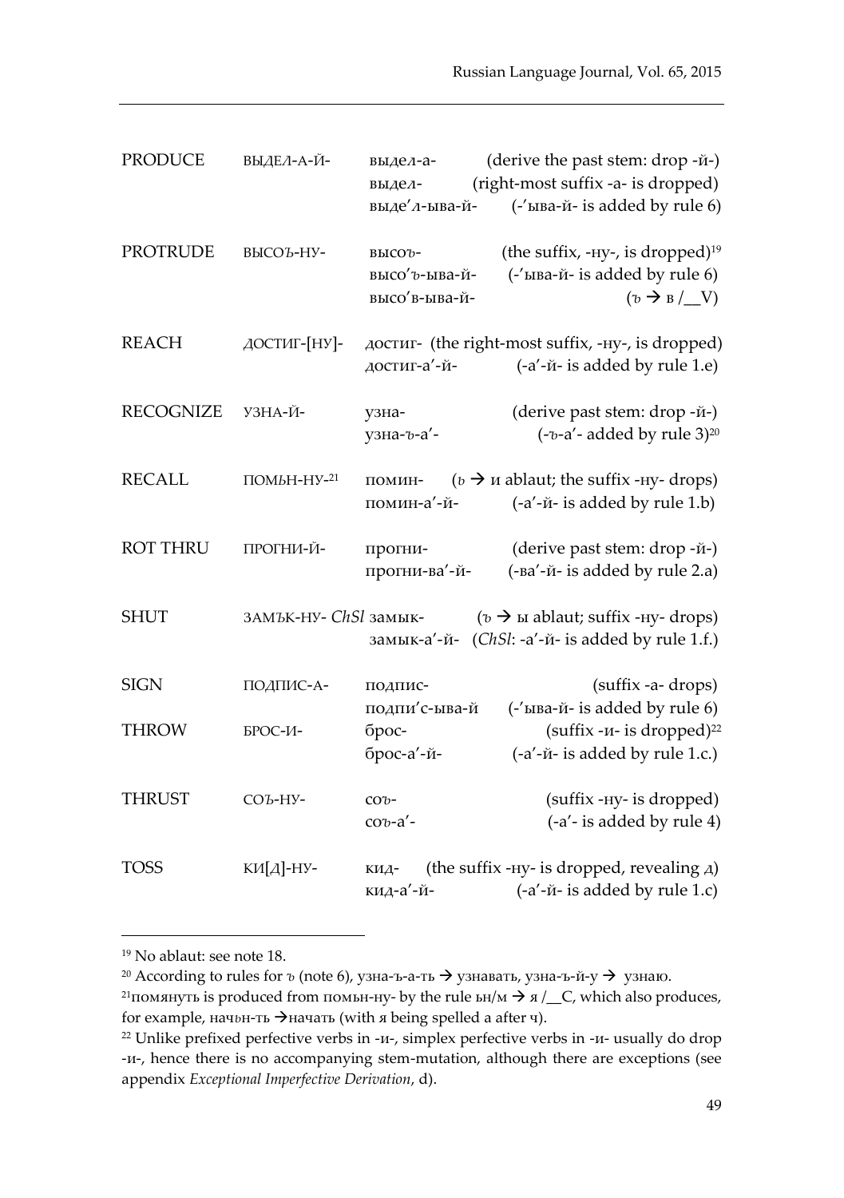| | | | |
|---|---|---|---|
| PRODUCE | ВЫДЕЛ-А-Й- | выдел-а- | (derive the past stem: drop -й-) |
| | | выдел- | (right-most suffix -a- is dropped) |
| | | выде′л-ыва-й- | (-′ыва-й- is added by rule 6) |
| PROTRUDE | ВЫСОЪ-НУ- | высоъ- | (the suffix, -ну-, is dropped)[19] |
| | | высо′ъ-ыва-й- | (-′ыва-й- is added by rule 6) |
| | | высо′в-ыва-й- | (ъ → в /__V) |
| REACH | ДОСТИГ-[НУ]- | достиг- | (the right-most suffix, -ну-, is dropped) |
| | | достиг-а′-й- | (-а′-й- is added by rule 1.e) |
| RECOGNIZE | УЗНА-Й- | узна- | (derive past stem: drop -й-) |
| | | узна-ъ-а′- | (-ъ-а′- added by rule 3)[20] |
| RECALL | ПОМЬН-НУ-[21] | помин- | (ь → и ablaut; the suffix -ну- drops) |
| | | помин-а′-й- | (-а′-й- is added by rule 1.b) |
| ROT THRU | ПРОГНИ-Й- | прогни- | (derive past stem: drop -й-) |
| | | прогни-ва′-й- | (-ва′-й- is added by rule 2.a) |
| SHUT | ЗАМЪК-НУ- *ChSl* | замык- | (ъ → ы ablaut; suffix -ну- drops) |
| | | замык-а′-й- | (*ChSl*: -а′-й- is added by rule 1.f.) |
| SIGN | ПОДПИС-А- | подпис- | (suffix -a- drops) |
| | | подпи′с-ыва-й | (-′ыва-й- is added by rule 6) |
| THROW | БРОС-И- | брос- | (suffix -и- is dropped)[22] |
| | | брос-а′-й- | (-а′-й- is added by rule 1.c.) |
| THRUST | СОЪ-НУ- | соъ- | (suffix -ну- is dropped) |
| | | соъ-а′- | (-а′- is added by rule 4) |
| TOSS | КИ[Д]-НУ- | кид- | (the suffix -ну- is dropped, revealing д) |
| | | кид-а′-й- | (-а′-й- is added by rule 1.c) |

---

[19] No ablaut: see note 18.

[20] According to rules for ъ (note 6), узна-ъ-а-ть → узнавать, узна-ъ-й-у → узнаю.

[21] помянуть is produced from помьн-ну- by the rule ьн/м → я /__C, which also produces, for example, начьн-ть → начать (with я being spelled а after ч).

[22] Unlike prefixed perfective verbs in -и-, simplex perfective verbs in -и- usually do drop -и-, hence there is no accompanying stem-mutation, although there are exceptions (see appendix *Exceptional Imperfective Derivation*, d).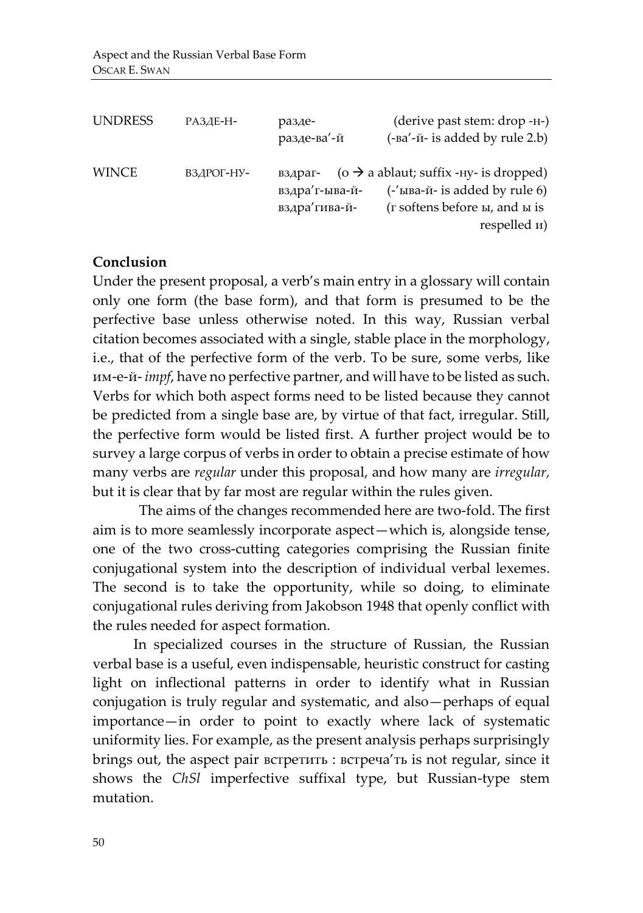| | | | |
|---|---|---|---|
| UNDRESS | РАЗДЕ-Н- | разде- | (derive past stem: drop -н-) |
| | | разде-ва'-й | (-ва'-й- is added by rule 2.b) |
| WINCE | ВЗДРОГ-НУ- | вздраг- | (о → а ablaut; suffix -ну- is dropped) |
| | | вздра'г-ыва-й- | (-'ыва-й- is added by rule 6) |
| | | вздра'гива-й- | (г softens before ы, and ы is respelled и) |

**Conclusion**

Under the present proposal, a verb's main entry in a glossary will contain only one form (the base form), and that form is presumed to be the perfective base unless otherwise noted. In this way, Russian verbal citation becomes associated with a single, stable place in the morphology, i.e., that of the perfective form of the verb. To be sure, some verbs, like им-е-й- *impf*, have no perfective partner, and will have to be listed as such. Verbs for which both aspect forms need to be listed because they cannot be predicted from a single base are, by virtue of that fact, irregular. Still, the perfective form would be listed first. A further project would be to survey a large corpus of verbs in order to obtain a precise estimate of how many verbs are *regular* under this proposal, and how many are *irregular,* but it is clear that by far most are regular within the rules given.

The aims of the changes recommended here are two-fold. The first aim is to more seamlessly incorporate aspect—which is, alongside tense, one of the two cross-cutting categories comprising the Russian finite conjugational system into the description of individual verbal lexemes. The second is to take the opportunity, while so doing, to eliminate conjugational rules deriving from Jakobson 1948 that openly conflict with the rules needed for aspect formation.

In specialized courses in the structure of Russian, the Russian verbal base is a useful, even indispensable, heuristic construct for casting light on inflectional patterns in order to identify what in Russian conjugation is truly regular and systematic, and also—perhaps of equal importance—in order to point to exactly where lack of systematic uniformity lies. For example, as the present analysis perhaps surprisingly brings out, the aspect pair встретить : встреча'ть is not regular, since it shows the *ChSl* imperfective suffixal type, but Russian-type stem mutation.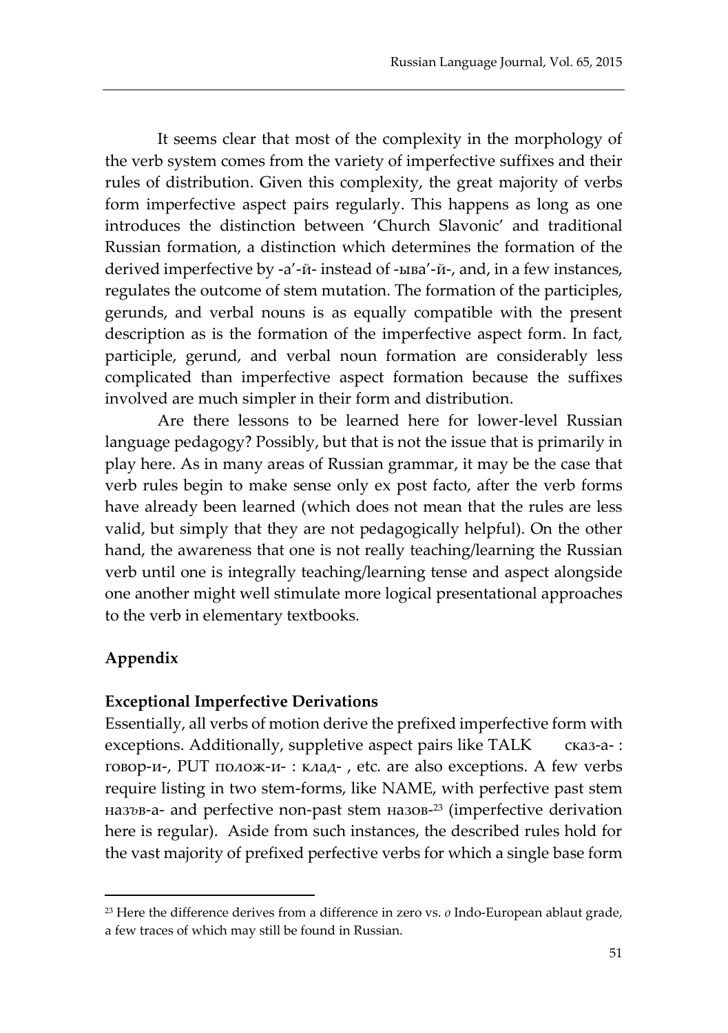It seems clear that most of the complexity in the morphology of the verb system comes from the variety of imperfective suffixes and their rules of distribution. Given this complexity, the great majority of verbs form imperfective aspect pairs regularly. This happens as long as one introduces the distinction between 'Church Slavonic' and traditional Russian formation, a distinction which determines the formation of the derived imperfective by -а′-й- instead of -ыва′-й-, and, in a few instances, regulates the outcome of stem mutation. The formation of the participles, gerunds, and verbal nouns is as equally compatible with the present description as is the formation of the imperfective aspect form. In fact, participle, gerund, and verbal noun formation are considerably less complicated than imperfective aspect formation because the suffixes involved are much simpler in their form and distribution.

Are there lessons to be learned here for lower-level Russian language pedagogy? Possibly, but that is not the issue that is primarily in play here. As in many areas of Russian grammar, it may be the case that verb rules begin to make sense only ex post facto, after the verb forms have already been learned (which does not mean that the rules are less valid, but simply that they are not pedagogically helpful). On the other hand, the awareness that one is not really teaching/learning the Russian verb until one is integrally teaching/learning tense and aspect alongside one another might well stimulate more logical presentational approaches to the verb in elementary textbooks.

## Appendix

### Exceptional Imperfective Derivations

Essentially, all verbs of motion derive the prefixed imperfective form with exceptions. Additionally, suppletive aspect pairs like TALK сказ-а- : говор-и-, PUT полож-и- : клад- , etc. are also exceptions. A few verbs require listing in two stem-forms, like NAME, with perfective past stem назъв-а- and perfective non-past stem назов-[23] (imperfective derivation here is regular). Aside from such instances, the described rules hold for the vast majority of prefixed perfective verbs for which a single base form

---

[23] Here the difference derives from a difference in zero vs. *o* Indo-European ablaut grade, a few traces of which may still be found in Russian.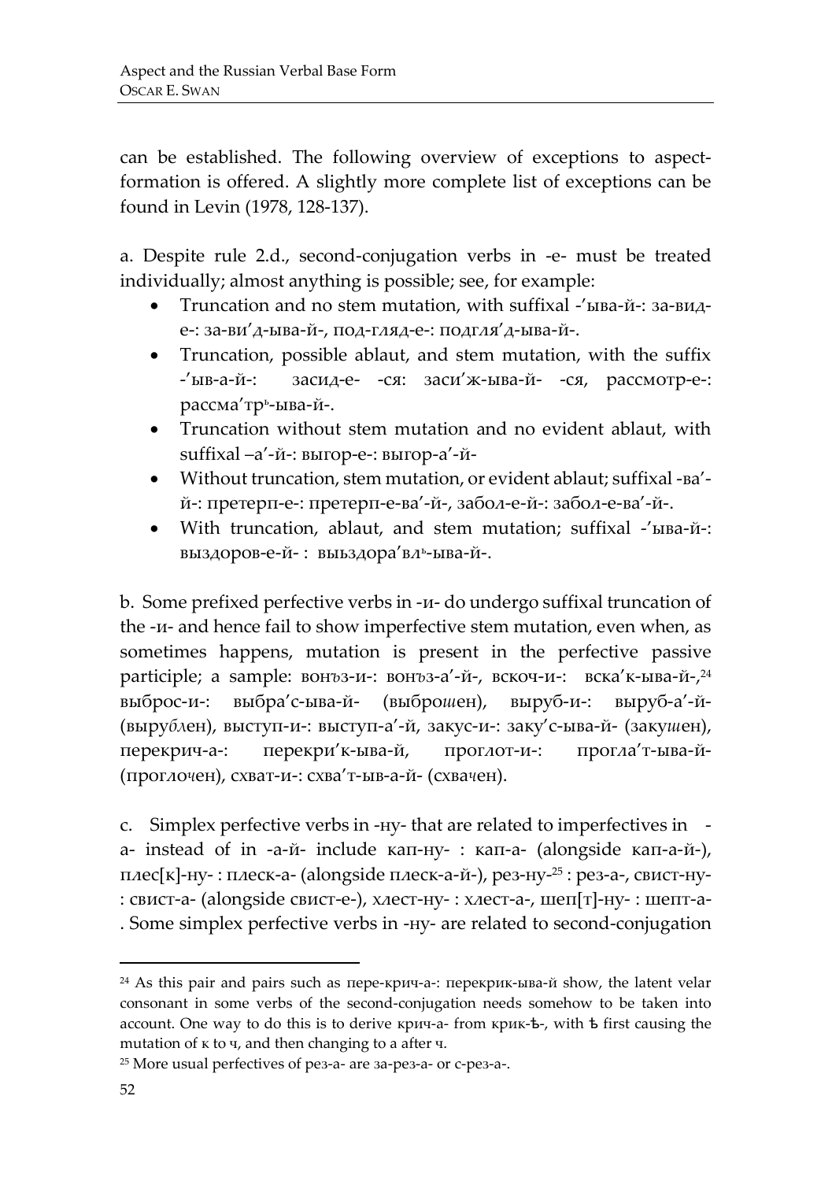can be established. The following overview of exceptions to aspect-formation is offered. A slightly more complete list of exceptions can be found in Levin (1978, 128-137).

a. Despite rule 2.d., second-conjugation verbs in -е- must be treated individually; almost anything is possible; see, for example:

- Truncation and no stem mutation, with suffixal -'ыва-й-: за-вид-е-: за-ви'д-ыва-й-, под-гляд-е-: подгля'д-ыва-й-.
- Truncation, possible ablaut, and stem mutation, with the suffix -'ыв-а-й-: засид-е- -ся: заси'ж-ыва-й- -ся, рассмотр-е-: рассма'трь-ыва-й-.
- Truncation without stem mutation and no evident ablaut, with suffixal –а'-й-: выгор-е-: выгор-а'-й-
- Without truncation, stem mutation, or evident ablaut; suffixal -ва'-й-: претерп-е-: претерп-е-ва'-й-, забол-е-й-: забол-е-ва'-й-.
- With truncation, ablaut, and stem mutation; suffixal -'ыва-й-: выздоров-е-й- : выьздора'вль-ыва-й-.

b. Some prefixed perfective verbs in -и- do undergo suffixal truncation of the -и- and hence fail to show imperfective stem mutation, even when, as sometimes happens, mutation is present in the perfective passive participle; a sample: вонъз-и-: вонъз-а'-й-, вскоч-и-: вска'к-ыва-й-,[24] выброс-и-: выбра'с-ыва-й- (выброшен), выруб-и-: выруб-а'-й- (вырублен), выступ-и-: выступ-а'-й, закус-и-: заку'с-ыва-й- (закушен), перекрич-а-: перекри'к-ыва-й, проглот-и-: прогла'т-ыва-й- (проглочен), схват-и-: схва'т-ыв-а-й- (схвачен).

c. Simplex perfective verbs in -ну- that are related to imperfectives in -а- instead of in -а-й- include кап-ну- : кап-а- (alongside кап-а-й-), плес[к]-ну- : плеск-а- (alongside плеск-а-й-), рез-ну-[25] : рез-а-, свист-ну- : свист-а- (alongside свист-е-), хлест-ну- : хлест-а-, шеп[т]-ну- : шепт-а-. Some simplex perfective verbs in -ну- are related to second-conjugation

---

[24] As this pair and pairs such as пере-крич-а-: перекрик-ыва-й show, the latent velar consonant in some verbs of the second-conjugation needs somehow to be taken into account. One way to do this is to derive крич-а- from крик-ѣ-, with ѣ first causing the mutation of к to ч, and then changing to а after ч.

[25] More usual perfectives of рез-а- are за-рез-а- or с-рез-а-.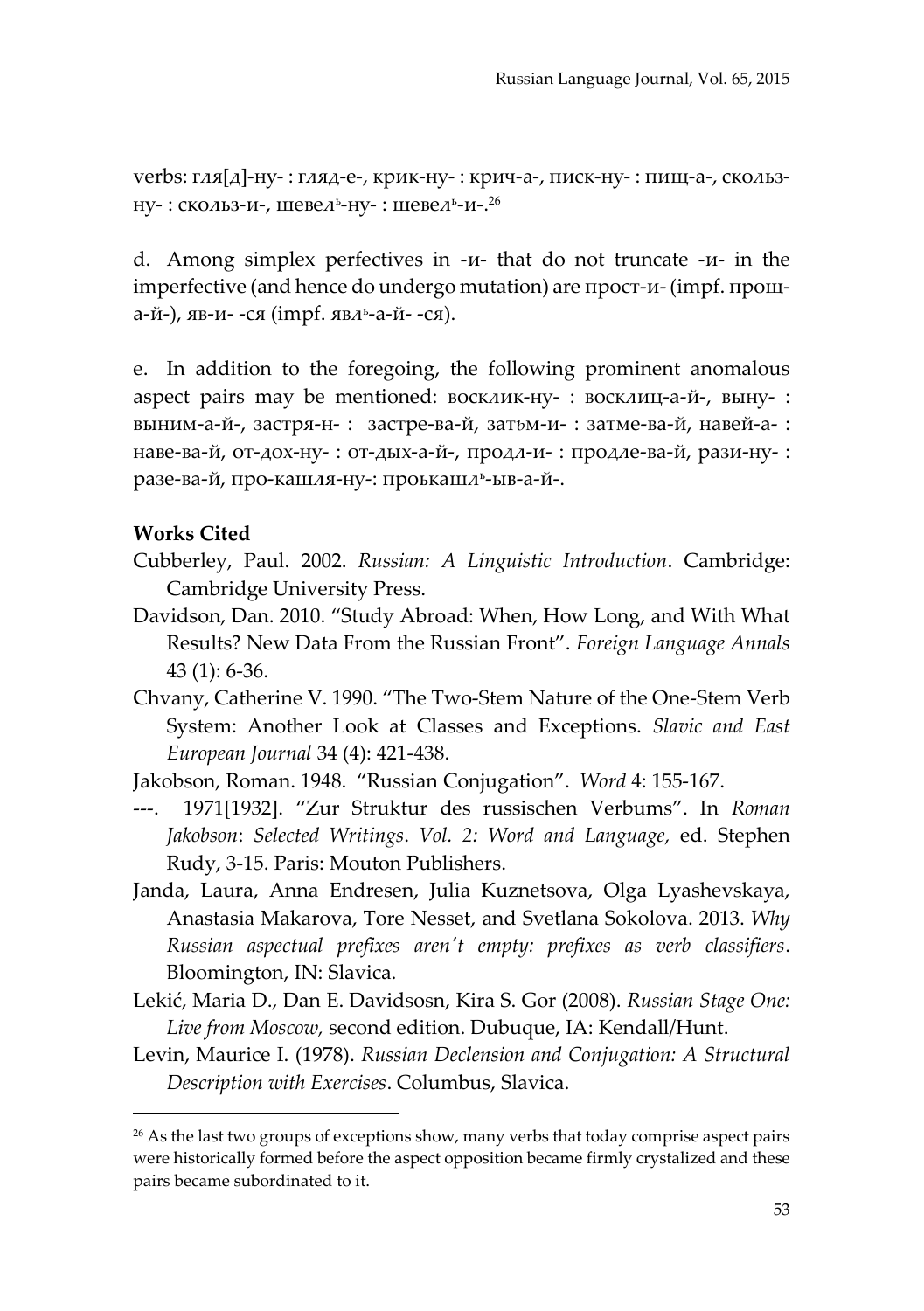verbs: гля[д]-ну- : гляд-е-, крик-ну- : крич-а-, писк-ну- : пищ-а-, скольз-ну- : скольз-и-, шевел^ь^-ну- : шевел^ь^-и-.[26]

d. Among simplex perfectives in -и- that do not truncate -и- in the imperfective (and hence do undergo mutation) are прост-и- (impf. прощ-а-й-), яв-и- -ся (impf. явл^ь^-а-й- -ся).

e. In addition to the foregoing, the following prominent anomalous aspect pairs may be mentioned: воскли-ну- : воскли-а-й-, выну- : выним-а-й-, застря-н- : застре-ва-й, затьм-и- : затме-ва-й, навей-а- : наве-ва-й, от-дох-ну- : от-дых-а-й-, продл-и- : продле-ва-й, рази-ну- : разе-ва-й, про-кашля-ну-: проькашл^ь^-ыв-а-й-.

## Works Cited

Cubberley, Paul. 2002. *Russian: A Linguistic Introduction*. Cambridge: Cambridge University Press.

Davidson, Dan. 2010. "Study Abroad: When, How Long, and With What Results? New Data From the Russian Front". *Foreign Language Annals* 43 (1): 6-36.

Chvany, Catherine V. 1990. "The Two-Stem Nature of the One-Stem Verb System: Another Look at Classes and Exceptions. *Slavic and East European Journal* 34 (4): 421-438.

Jakobson, Roman. 1948. "Russian Conjugation". *Word* 4: 155-167.

---. 1971[1932]. "Zur Struktur des russischen Verbums". In *Roman Jakobson*: *Selected Writings*. *Vol. 2: Word and Language,* ed. Stephen Rudy, 3-15. Paris: Mouton Publishers.

Janda, Laura, Anna Endresen, Julia Kuznetsova, Olga Lyashevskaya, Anastasia Makarova, Tore Nesset, and Svetlana Sokolova. 2013. *Why Russian aspectual prefixes aren't empty: prefixes as verb classifiers*. Bloomington, IN: Slavica.

Lekić, Maria D., Dan E. Davidsosn, Kira S. Gor (2008). *Russian Stage One: Live from Moscow,* second edition. Dubuque, IA: Kendall/Hunt.

Levin, Maurice I. (1978). *Russian Declension and Conjugation: A Structural Description with Exercises*. Columbus, Slavica.

---

[26] As the last two groups of exceptions show, many verbs that today comprise aspect pairs were historically formed before the aspect opposition became firmly crystalized and these pairs became subordinated to it.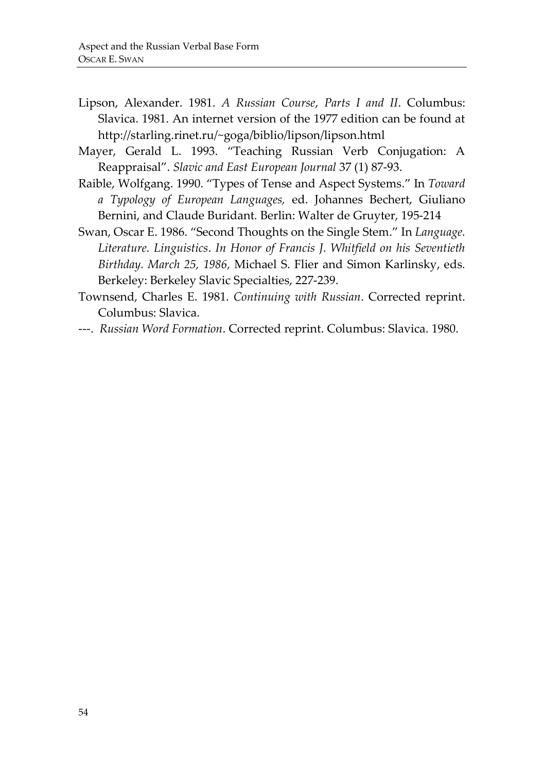Lipson, Alexander. 1981. *A Russian Course, Parts I and II*. Columbus: Slavica. 1981. An internet version of the 1977 edition can be found at http://starling.rinet.ru/~goga/biblio/lipson/lipson.html

Mayer, Gerald L. 1993. "Teaching Russian Verb Conjugation: A Reappraisal". *Slavic and East European Journal* 37 (1) 87-93.

Raible, Wolfgang. 1990. "Types of Tense and Aspect Systems." In *Toward a Typology of European Languages,* ed. Johannes Bechert, Giuliano Bernini, and Claude Buridant. Berlin: Walter de Gruyter, 195-214

Swan, Oscar E. 1986. "Second Thoughts on the Single Stem." In *Language. Literature. Linguistics*. *In Honor of Francis J. Whitfield on his Seventieth Birthday. March 25, 1986,* Michael S. Flier and Simon Karlinsky, eds. Berkeley: Berkeley Slavic Specialties, 227-239.

Townsend, Charles E. 1981. *Continuing with Russian*. Corrected reprint. Columbus: Slavica.

---. *Russian Word Formation*. Corrected reprint. Columbus: Slavica. 1980.